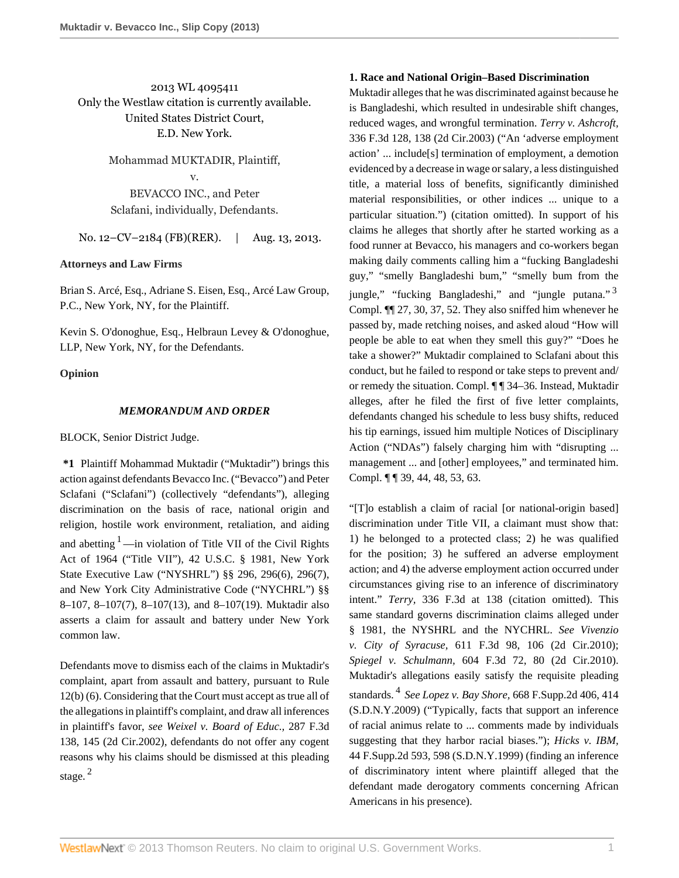2013 WL 4095411
Only the Westlaw citation is currently available.
United States District Court,
E.D. New York.

Mohammad MUKTADIR, Plaintiff,
v.
BEVACCO INC., and Peter Sclafani, individually, Defendants.

No. 12–CV–2184 (FB)(RER). | Aug. 13, 2013.

**Attorneys and Law Firms**

Brian S. Arcé, Esq., Adriane S. Eisen, Esq., Arcé Law Group, P.C., New York, NY, for the Plaintiff.

Kevin S. O'donoghue, Esq., Helbraun Levey & O'donoghue, LLP, New York, NY, for the Defendants.

**Opinion**

***MEMORANDUM AND ORDER***

BLOCK, Senior District Judge.

**\*1** Plaintiff Mohammad Muktadir ("Muktadir") brings this action against defendants Bevacco Inc. ("Bevacco") and Peter Sclafani ("Sclafani") (collectively "defendants"), alleging discrimination on the basis of race, national origin and religion, hostile work environment, retaliation, and aiding and abetting [1] —in violation of Title VII of the Civil Rights Act of 1964 ("Title VII"), 42 U.S.C. § 1981, New York State Executive Law ("NYSHRL") §§ 296, 296(6), 296(7), and New York City Administrative Code ("NYCHRL") §§ 8–107, 8–107(7), 8–107(13), and 8–107(19). Muktadir also asserts a claim for assault and battery under New York common law.

Defendants move to dismiss each of the claims in Muktadir's complaint, apart from assault and battery, pursuant to Rule 12(b) (6). Considering that the Court must accept as true all of the allegations in plaintiff's complaint, and draw all inferences in plaintiff's favor, *see Weixel v. Board of Educ.,* 287 F.3d 138, 145 (2d Cir.2002), defendants do not offer any cogent reasons why his claims should be dismissed at this pleading stage. [2]

**1. Race and National Origin–Based Discrimination**

Muktadir alleges that he was discriminated against because he is Bangladeshi, which resulted in undesirable shift changes, reduced wages, and wrongful termination. *Terry v. Ashcroft,* 336 F.3d 128, 138 (2d Cir.2003) ("An 'adverse employment action' ... include[s] termination of employment, a demotion evidenced by a decrease in wage or salary, a less distinguished title, a material loss of benefits, significantly diminished material responsibilities, or other indices ... unique to a particular situation.") (citation omitted). In support of his claims he alleges that shortly after he started working as a food runner at Bevacco, his managers and co-workers began making daily comments calling him a "fucking Bangladeshi guy," "smelly Bangladeshi bum," "smelly bum from the jungle," "fucking Bangladeshi," and "jungle putana." [3] Compl. ¶¶ 27, 30, 37, 52. They also sniffed him whenever he passed by, made retching noises, and asked aloud "How will people be able to eat when they smell this guy?" "Does he take a shower?" Muktadir complained to Sclafani about this conduct, but he failed to respond or take steps to prevent and/or remedy the situation. Compl. ¶ ¶ 34–36. Instead, Muktadir alleges, after he filed the first of five letter complaints, defendants changed his schedule to less busy shifts, reduced his tip earnings, issued him multiple Notices of Disciplinary Action ("NDAs") falsely charging him with "disrupting ... management ... and [other] employees," and terminated him. Compl. ¶ ¶ 39, 44, 48, 53, 63.

"[T]o establish a claim of racial [or national-origin based] discrimination under Title VII, a claimant must show that: 1) he belonged to a protected class; 2) he was qualified for the position; 3) he suffered an adverse employment action; and 4) the adverse employment action occurred under circumstances giving rise to an inference of discriminatory intent." *Terry,* 336 F.3d at 138 (citation omitted). This same standard governs discrimination claims alleged under § 1981, the NYSHRL and the NYCHRL. *See Vivenzio v. City of Syracuse,* 611 F.3d 98, 106 (2d Cir.2010); *Spiegel v. Schulmann,* 604 F.3d 72, 80 (2d Cir.2010). Muktadir's allegations easily satisfy the requisite pleading standards. [4] *See Lopez v. Bay Shore,* 668 F.Supp.2d 406, 414 (S.D.N.Y.2009) ("Typically, facts that support an inference of racial animus relate to ... comments made by individuals suggesting that they harbor racial biases."); *Hicks v. IBM,* 44 F.Supp.2d 593, 598 (S.D.N.Y.1999) (finding an inference of discriminatory intent where plaintiff alleged that the defendant made derogatory comments concerning African Americans in his presence).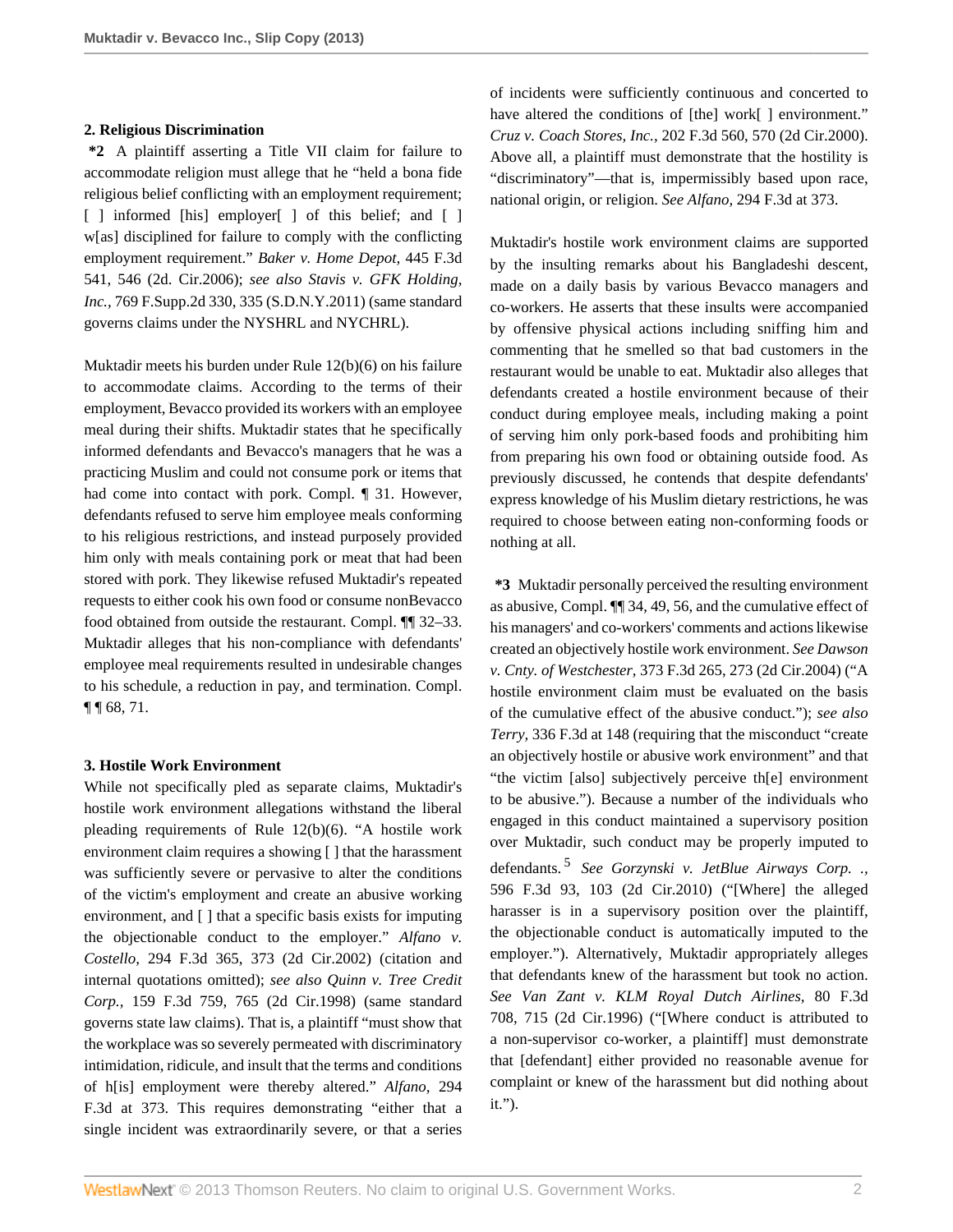### 2. Religious Discrimination

**\*2** A plaintiff asserting a Title VII claim for failure to accommodate religion must allege that he "held a bona fide religious belief conflicting with an employment requirement; [ ] informed [his] employer[ ] of this belief; and [ ] w[as] disciplined for failure to comply with the conflicting employment requirement." *Baker v. Home Depot,* 445 F.3d 541, 546 (2d. Cir.2006); *see also Stavis v. GFK Holding, Inc.,* 769 F.Supp.2d 330, 335 (S.D.N.Y.2011) (same standard governs claims under the NYSHRL and NYCHRL).

Muktadir meets his burden under Rule 12(b)(6) on his failure to accommodate claims. According to the terms of their employment, Bevacco provided its workers with an employee meal during their shifts. Muktadir states that he specifically informed defendants and Bevacco's managers that he was a practicing Muslim and could not consume pork or items that had come into contact with pork. Compl. ¶ 31. However, defendants refused to serve him employee meals conforming to his religious restrictions, and instead purposely provided him only with meals containing pork or meat that had been stored with pork. They likewise refused Muktadir's repeated requests to either cook his own food or consume nonBevacco food obtained from outside the restaurant. Compl. ¶¶ 32–33. Muktadir alleges that his non-compliance with defendants' employee meal requirements resulted in undesirable changes to his schedule, a reduction in pay, and termination. Compl. ¶ ¶ 68, 71.

### 3. Hostile Work Environment

While not specifically pled as separate claims, Muktadir's hostile work environment allegations withstand the liberal pleading requirements of Rule 12(b)(6). "A hostile work environment claim requires a showing [ ] that the harassment was sufficiently severe or pervasive to alter the conditions of the victim's employment and create an abusive working environment, and [ ] that a specific basis exists for imputing the objectionable conduct to the employer." *Alfano v. Costello,* 294 F.3d 365, 373 (2d Cir.2002) (citation and internal quotations omitted); *see also Quinn v. Tree Credit Corp.,* 159 F.3d 759, 765 (2d Cir.1998) (same standard governs state law claims). That is, a plaintiff "must show that the workplace was so severely permeated with discriminatory intimidation, ridicule, and insult that the terms and conditions of h[is] employment were thereby altered." *Alfano,* 294 F.3d at 373. This requires demonstrating "either that a single incident was extraordinarily severe, or that a series of incidents were sufficiently continuous and concerted to have altered the conditions of [the] work[ ] environment." *Cruz v. Coach Stores, Inc.,* 202 F.3d 560, 570 (2d Cir.2000). Above all, a plaintiff must demonstrate that the hostility is "discriminatory"—that is, impermissibly based upon race, national origin, or religion. *See Alfano,* 294 F.3d at 373.

Muktadir's hostile work environment claims are supported by the insulting remarks about his Bangladeshi descent, made on a daily basis by various Bevacco managers and co-workers. He asserts that these insults were accompanied by offensive physical actions including sniffing him and commenting that he smelled so that bad customers in the restaurant would be unable to eat. Muktadir also alleges that defendants created a hostile environment because of their conduct during employee meals, including making a point of serving him only pork-based foods and prohibiting him from preparing his own food or obtaining outside food. As previously discussed, he contends that despite defendants' express knowledge of his Muslim dietary restrictions, he was required to choose between eating non-conforming foods or nothing at all.

**\*3** Muktadir personally perceived the resulting environment as abusive, Compl. ¶¶ 34, 49, 56, and the cumulative effect of his managers' and co-workers' comments and actions likewise created an objectively hostile work environment. *See Dawson v. Cnty. of Westchester,* 373 F.3d 265, 273 (2d Cir.2004) ("A hostile environment claim must be evaluated on the basis of the cumulative effect of the abusive conduct."); *see also Terry,* 336 F.3d at 148 (requiring that the misconduct "create an objectively hostile or abusive work environment" and that "the victim [also] subjectively perceive th[e] environment to be abusive."). Because a number of the individuals who engaged in this conduct maintained a supervisory position over Muktadir, such conduct may be properly imputed to defendants.[5] *See Gorzynski v. JetBlue Airways Corp. .,* 596 F.3d 93, 103 (2d Cir.2010) ("[Where] the alleged harasser is in a supervisory position over the plaintiff, the objectionable conduct is automatically imputed to the employer."). Alternatively, Muktadir appropriately alleges that defendants knew of the harassment but took no action. *See Van Zant v. KLM Royal Dutch Airlines,* 80 F.3d 708, 715 (2d Cir.1996) ("[Where conduct is attributed to a non-supervisor co-worker, a plaintiff] must demonstrate that [defendant] either provided no reasonable avenue for complaint or knew of the harassment but did nothing about it.").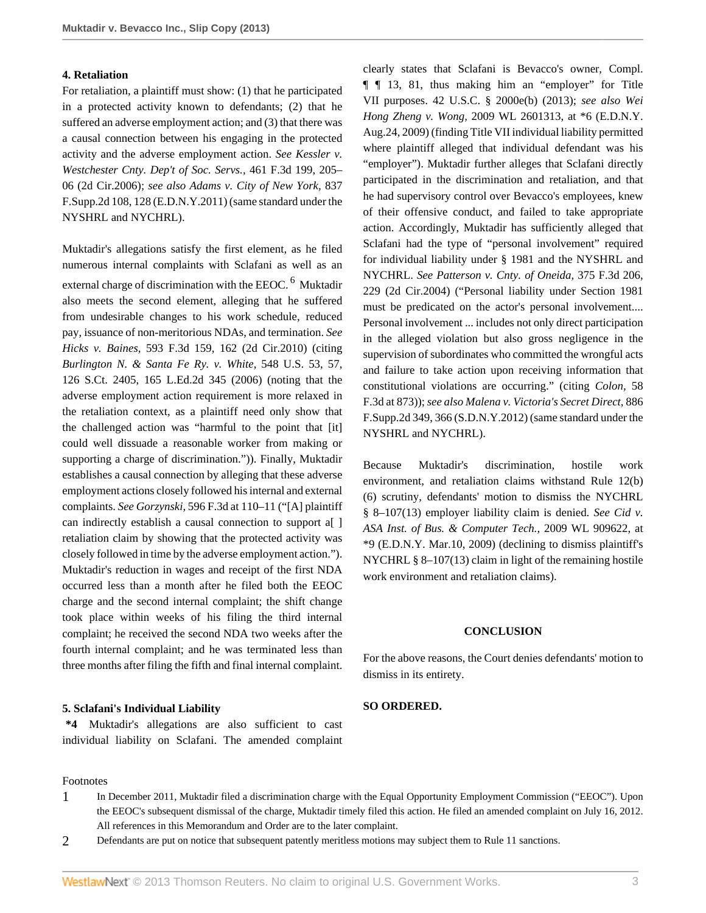#### 4. Retaliation

For retaliation, a plaintiff must show: (1) that he participated in a protected activity known to defendants; (2) that he suffered an adverse employment action; and (3) that there was a causal connection between his engaging in the protected activity and the adverse employment action. *See Kessler v. Westchester Cnty. Dep't of Soc. Servs.,* 461 F.3d 199, 205–06 (2d Cir.2006); *see also Adams v. City of New York,* 837 F.Supp.2d 108, 128 (E.D.N.Y.2011) (same standard under the NYSHRL and NYCHRL).

Muktadir's allegations satisfy the first element, as he filed numerous internal complaints with Sclafani as well as an external charge of discrimination with the EEOC.[6] Muktadir also meets the second element, alleging that he suffered from undesirable changes to his work schedule, reduced pay, issuance of non-meritorious NDAs, and termination. *See Hicks v. Baines,* 593 F.3d 159, 162 (2d Cir.2010) (citing *Burlington N. & Santa Fe Ry. v. White,* 548 U.S. 53, 57, 126 S.Ct. 2405, 165 L.Ed.2d 345 (2006) (noting that the adverse employment action requirement is more relaxed in the retaliation context, as a plaintiff need only show that the challenged action was "harmful to the point that [it] could well dissuade a reasonable worker from making or supporting a charge of discrimination.")). Finally, Muktadir establishes a causal connection by alleging that these adverse employment actions closely followed his internal and external complaints. *See Gorzynski,* 596 F.3d at 110–11 ("[A] plaintiff can indirectly establish a causal connection to support a[ ] retaliation claim by showing that the protected activity was closely followed in time by the adverse employment action."). Muktadir's reduction in wages and receipt of the first NDA occurred less than a month after he filed both the EEOC charge and the second internal complaint; the shift change took place within weeks of his filing the third internal complaint; he received the second NDA two weeks after the fourth internal complaint; and he was terminated less than three months after filing the fifth and final internal complaint.

#### 5. Sclafani's Individual Liability

**\*4** Muktadir's allegations are also sufficient to cast individual liability on Sclafani. The amended complaint clearly states that Sclafani is Bevacco's owner, Compl. ¶ ¶ 13, 81, thus making him an "employer" for Title VII purposes. 42 U.S.C. § 2000e(b) (2013); *see also Wei Hong Zheng v. Wong,* 2009 WL 2601313, at *6 (E.D.N.Y. Aug.24, 2009) (finding Title VII individual liability permitted where plaintiff alleged that individual defendant was his "employer"). Muktadir further alleges that Sclafani directly participated in the discrimination and retaliation, and that he had supervisory control over Bevacco's employees, knew of their offensive conduct, and failed to take appropriate action. Accordingly, Muktadir has sufficiently alleged that Sclafani had the type of "personal involvement" required for individual liability under § 1981 and the NYSHRL and NYCHRL. *See Patterson v. Cnty. of Oneida,* 375 F.3d 206, 229 (2d Cir.2004) ("Personal liability under Section 1981 must be predicated on the actor's personal involvement.... Personal involvement ... includes not only direct participation in the alleged violation but also gross negligence in the supervision of subordinates who committed the wrongful acts and failure to take action upon receiving information that constitutional violations are occurring." (citing *Colon,* 58 F.3d at 873)); *see also Malena v. Victoria's Secret Direct,* 886 F.Supp.2d 349, 366 (S.D.N.Y.2012) (same standard under the NYSHRL and NYCHRL).

Because Muktadir's discrimination, hostile work environment, and retaliation claims withstand Rule 12(b)(6) scrutiny, defendants' motion to dismiss the NYCHRL § 8–107(13) employer liability claim is denied. *See Cid v. ASA Inst. of Bus. & Computer Tech.,* 2009 WL 909622, at *9 (E.D.N.Y. Mar.10, 2009) (declining to dismiss plaintiff's NYCHRL § 8–107(13) claim in light of the remaining hostile work environment and retaliation claims).

## CONCLUSION

For the above reasons, the Court denies defendants' motion to dismiss in its entirety.

**SO ORDERED.**

Footnotes

1. In December 2011, Muktadir filed a discrimination charge with the Equal Opportunity Employment Commission ("EEOC"). Upon the EEOC's subsequent dismissal of the charge, Muktadir timely filed this action. He filed an amended complaint on July 16, 2012. All references in this Memorandum and Order are to the later complaint.
2. Defendants are put on notice that subsequent patently meritless motions may subject them to Rule 11 sanctions.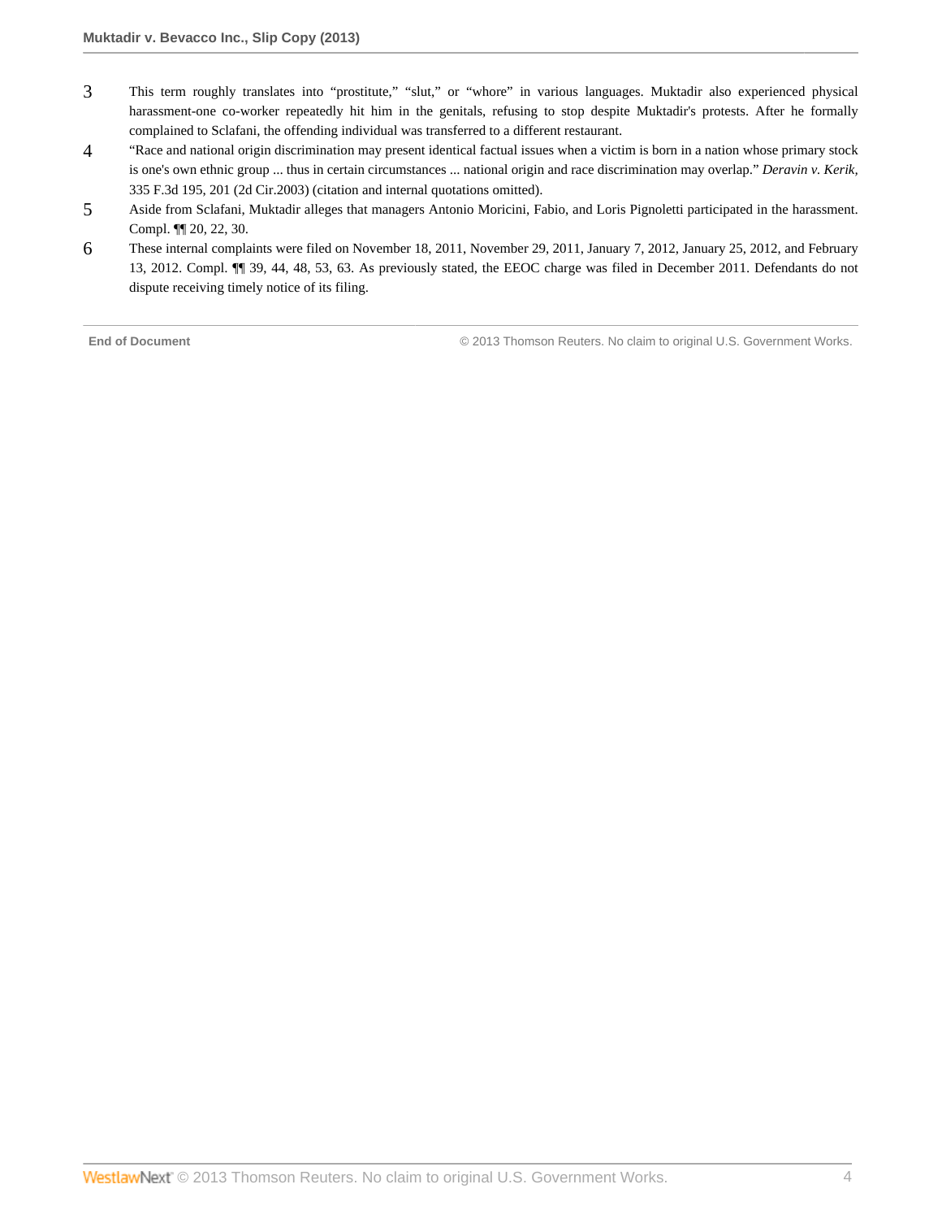3 This term roughly translates into "prostitute," "slut," or "whore" in various languages. Muktadir also experienced physical harassment-one co-worker repeatedly hit him in the genitals, refusing to stop despite Muktadir's protests. After he formally complained to Sclafani, the offending individual was transferred to a different restaurant.

4 "Race and national origin discrimination may present identical factual issues when a victim is born in a nation whose primary stock is one's own ethnic group ... thus in certain circumstances ... national origin and race discrimination may overlap." *Deravin v. Kerik,* 335 F.3d 195, 201 (2d Cir.2003) (citation and internal quotations omitted).

5 Aside from Sclafani, Muktadir alleges that managers Antonio Moricini, Fabio, and Loris Pignoletti participated in the harassment. Compl. ¶¶ 20, 22, 30.

6 These internal complaints were filed on November 18, 2011, November 29, 2011, January 7, 2012, January 25, 2012, and February 13, 2012. Compl. ¶¶ 39, 44, 48, 53, 63. As previously stated, the EEOC charge was filed in December 2011. Defendants do not dispute receiving timely notice of its filing.

**End of Document** © 2013 Thomson Reuters. No claim to original U.S. Government Works.